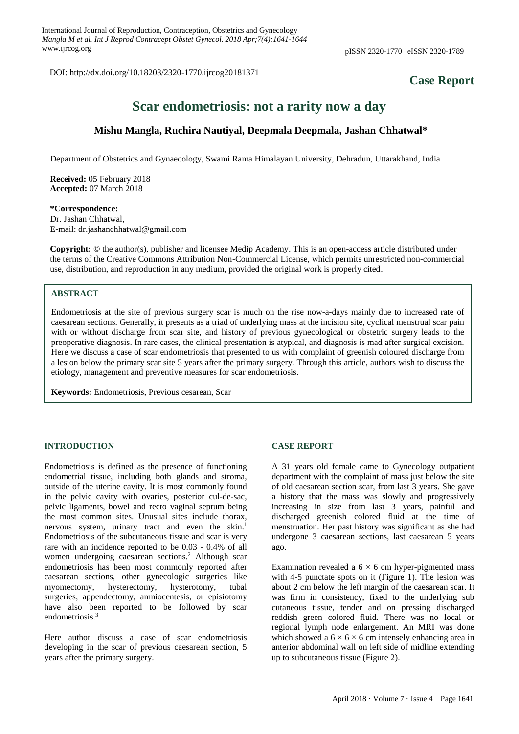DOI: http://dx.doi.org/10.18203/2320-1770.ijrcog20181371

**Case Report**

# Scar endometriosis: not a rarity now a day

**Mishu Mangla, Ruchira Nautiyal, Deepmala Deepmala, Jashan Chhatwal***

Department of Obstetrics and Gynaecology, Swami Rama Himalayan University, Dehradun, Uttarakhand, India

**Received:** 05 February 2018
**Accepted:** 07 March 2018

**\*Correspondence:**
Dr. Jashan Chhatwal,
E-mail: dr.jashanchhatwal@gmail.com

**Copyright:** © the author(s), publisher and licensee Medip Academy. This is an open-access article distributed under the terms of the Creative Commons Attribution Non-Commercial License, which permits unrestricted non-commercial use, distribution, and reproduction in any medium, provided the original work is properly cited.

## ABSTRACT

Endometriosis at the site of previous surgery scar is much on the rise now-a-days mainly due to increased rate of caesarean sections. Generally, it presents as a triad of underlying mass at the incision site, cyclical menstrual scar pain with or without discharge from scar site, and history of previous gynecological or obstetric surgery leads to the preoperative diagnosis. In rare cases, the clinical presentation is atypical, and diagnosis is mad after surgical excision. Here we discuss a case of scar endometriosis that presented to us with complaint of greenish coloured discharge from a lesion below the primary scar site 5 years after the primary surgery. Through this article, authors wish to discuss the etiology, management and preventive measures for scar endometriosis.

**Keywords:** Endometriosis, Previous cesarean, Scar

## INTRODUCTION

Endometriosis is defined as the presence of functioning endometrial tissue, including both glands and stroma, outside of the uterine cavity. It is most commonly found in the pelvic cavity with ovaries, posterior cul-de-sac, pelvic ligaments, bowel and recto vaginal septum being the most common sites. Unusual sites include thorax, nervous system, urinary tract and even the skin.[1] Endometriosis of the subcutaneous tissue and scar is very rare with an incidence reported to be 0.03 - 0.4% of all women undergoing caesarean sections.[2] Although scar endometriosis has been most commonly reported after caesarean sections, other gynecologic surgeries like myomectomy, hysterectomy, hysterotomy, tubal surgeries, appendectomy, amniocentesis, or episiotomy have also been reported to be followed by scar endometriosis.[3]

Here author discuss a case of scar endometriosis developing in the scar of previous caesarean section, 5 years after the primary surgery.

## CASE REPORT

A 31 years old female came to Gynecology outpatient department with the complaint of mass just below the site of old caesarean section scar, from last 3 years. She gave a history that the mass was slowly and progressively increasing in size from last 3 years, painful and discharged greenish colored fluid at the time of menstruation. Her past history was significant as she had undergone 3 caesarean sections, last caesarean 5 years ago.

Examination revealed a $6 \times 6$ cm hyper-pigmented mass with 4-5 punctate spots on it (Figure 1). The lesion was about 2 cm below the left margin of the caesarean scar. It was firm in consistency, fixed to the underlying sub cutaneous tissue, tender and on pressing discharged reddish green colored fluid. There was no local or regional lymph node enlargement. An MRI was done which showed a $6 \times 6 \times 6$ cm intensely enhancing area in anterior abdominal wall on left side of midline extending up to subcutaneous tissue (Figure 2).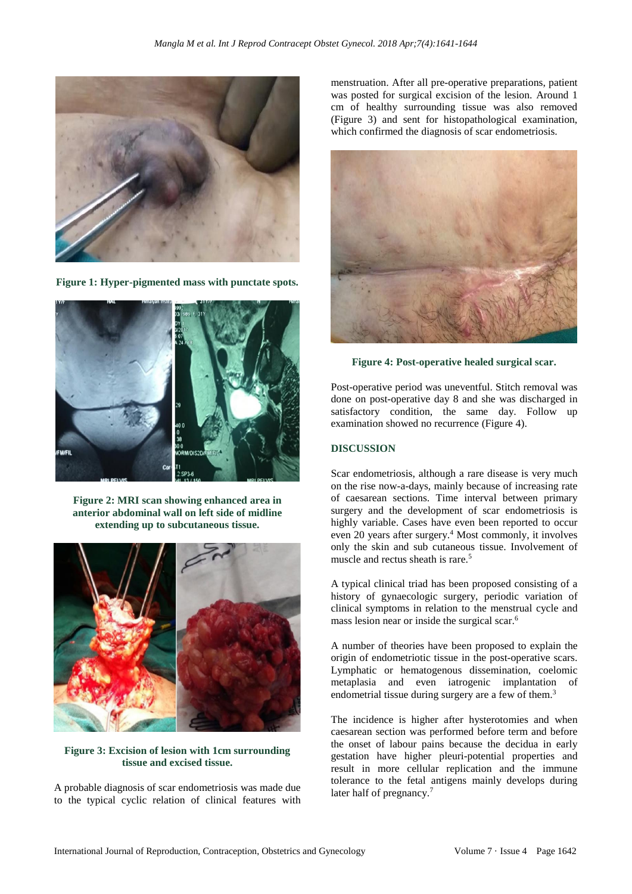Figure 1: Hyper-pigmented mass with punctate spots.

Figure 2: MRI scan showing enhanced area in anterior abdominal wall on left side of midline extending up to subcutaneous tissue.

Figure 3: Excision of lesion with 1cm surrounding tissue and excised tissue.

A probable diagnosis of scar endometriosis was made due to the typical cyclic relation of clinical features with menstruation. After all pre-operative preparations, patient was posted for surgical excision of the lesion. Around 1 cm of healthy surrounding tissue was also removed (Figure 3) and sent for histopathological examination, which confirmed the diagnosis of scar endometriosis.

Figure 4: Post-operative healed surgical scar.

Post-operative period was uneventful. Stitch removal was done on post-operative day 8 and she was discharged in satisfactory condition, the same day. Follow up examination showed no recurrence (Figure 4).

## DISCUSSION

Scar endometriosis, although a rare disease is very much on the rise now-a-days, mainly because of increasing rate of caesarean sections. Time interval between primary surgery and the development of scar endometriosis is highly variable. Cases have even been reported to occur even 20 years after surgery.[4] Most commonly, it involves only the skin and sub cutaneous tissue. Involvement of muscle and rectus sheath is rare.[5]

A typical clinical triad has been proposed consisting of a history of gynaecologic surgery, periodic variation of clinical symptoms in relation to the menstrual cycle and mass lesion near or inside the surgical scar.[6]

A number of theories have been proposed to explain the origin of endometriotic tissue in the post-operative scars. Lymphatic or hematogenous dissemination, coelomic metaplasia and even iatrogenic implantation of endometrial tissue during surgery are a few of them.[3]

The incidence is higher after hysterotomies and when caesarean section was performed before term and before the onset of labour pains because the decidua in early gestation have higher pleuri-potential properties and result in more cellular replication and the immune tolerance to the fetal antigens mainly develops during later half of pregnancy.[7]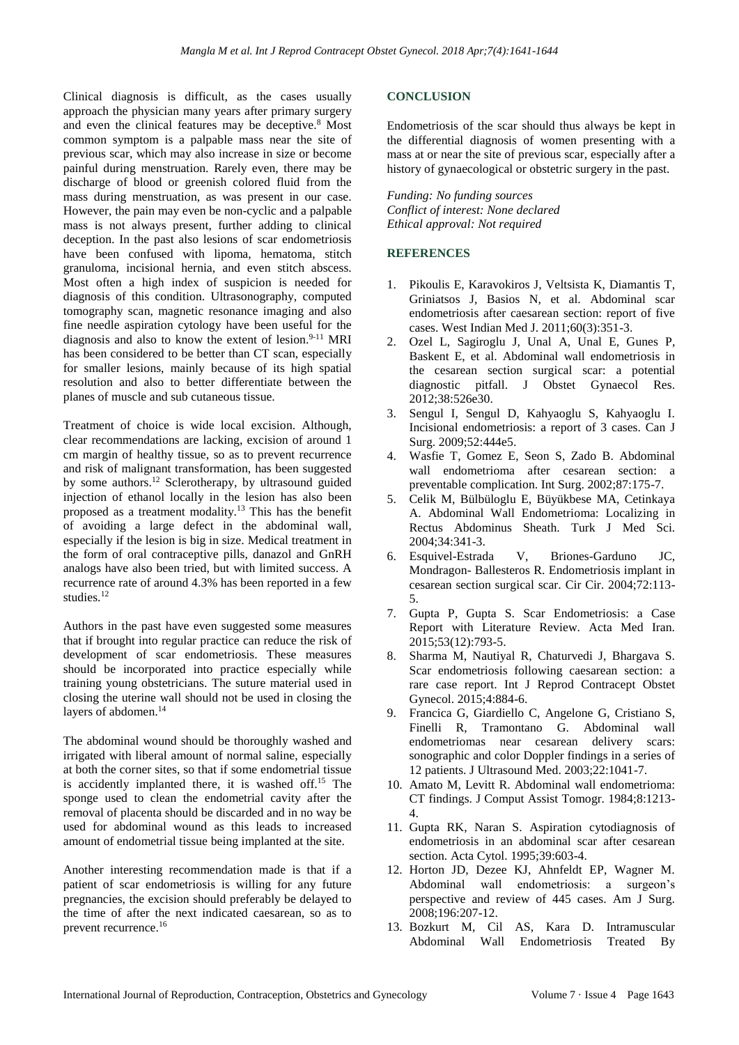Clinical diagnosis is difficult, as the cases usually approach the physician many years after primary surgery and even the clinical features may be deceptive.[8] Most common symptom is a palpable mass near the site of previous scar, which may also increase in size or become painful during menstruation. Rarely even, there may be discharge of blood or greenish colored fluid from the mass during menstruation, as was present in our case. However, the pain may even be non-cyclic and a palpable mass is not always present, further adding to clinical deception. In the past also lesions of scar endometriosis have been confused with lipoma, hematoma, stitch granuloma, incisional hernia, and even stitch abscess. Most often a high index of suspicion is needed for diagnosis of this condition. Ultrasonography, computed tomography scan, magnetic resonance imaging and also fine needle aspiration cytology have been useful for the diagnosis and also to know the extent of lesion.[9-11] MRI has been considered to be better than CT scan, especially for smaller lesions, mainly because of its high spatial resolution and also to better differentiate between the planes of muscle and sub cutaneous tissue.

Treatment of choice is wide local excision. Although, clear recommendations are lacking, excision of around 1 cm margin of healthy tissue, so as to prevent recurrence and risk of malignant transformation, has been suggested by some authors.[12] Sclerotherapy, by ultrasound guided injection of ethanol locally in the lesion has also been proposed as a treatment modality.[13] This has the benefit of avoiding a large defect in the abdominal wall, especially if the lesion is big in size. Medical treatment in the form of oral contraceptive pills, danazol and GnRH analogs have also been tried, but with limited success. A recurrence rate of around 4.3% has been reported in a few studies.[12]

Authors in the past have even suggested some measures that if brought into regular practice can reduce the risk of development of scar endometriosis. These measures should be incorporated into practice especially while training young obstetricians. The suture material used in closing the uterine wall should not be used in closing the layers of abdomen.[14]

The abdominal wound should be thoroughly washed and irrigated with liberal amount of normal saline, especially at both the corner sites, so that if some endometrial tissue is accidently implanted there, it is washed off.[15] The sponge used to clean the endometrial cavity after the removal of placenta should be discarded and in no way be used for abdominal wound as this leads to increased amount of endometrial tissue being implanted at the site.

Another interesting recommendation made is that if a patient of scar endometriosis is willing for any future pregnancies, the excision should preferably be delayed to the time of after the next indicated caesarean, so as to prevent recurrence.[16]

## CONCLUSION

Endometriosis of the scar should thus always be kept in the differential diagnosis of women presenting with a mass at or near the site of previous scar, especially after a history of gynaecological or obstetric surgery in the past.

*Funding: No funding sources*
*Conflict of interest: None declared*
*Ethical approval: Not required*

## REFERENCES

1. Pikoulis E, Karavokiros J, Veltsista K, Diamantis T, Griniatsos J, Basios N, et al. Abdominal scar endometriosis after caesarean section: report of five cases. West Indian Med J. 2011;60(3):351-3.
2. Ozel L, Sagiroglu J, Unal A, Unal E, Gunes P, Baskent E, et al. Abdominal wall endometriosis in the cesarean section surgical scar: a potential diagnostic pitfall. J Obstet Gynaecol Res. 2012;38:526e30.
3. Sengul I, Sengul D, Kahyaoglu S, Kahyaoglu I. Incisional endometriosis: a report of 3 cases. Can J Surg. 2009;52:444e5.
4. Wasfie T, Gomez E, Seon S, Zado B. Abdominal wall endometrioma after cesarean section: a preventable complication. Int Surg. 2002;87:175-7.
5. Celik M, Bülbüloglu E, Büyükbese MA, Cetinkaya A. Abdominal Wall Endometrioma: Localizing in Rectus Abdominus Sheath. Turk J Med Sci. 2004;34:341-3.
6. Esquivel-Estrada V, Briones-Garduno JC, Mondragon- Ballesteros R. Endometriosis implant in cesarean section surgical scar. Cir Cir. 2004;72:113-5.
7. Gupta P, Gupta S. Scar Endometriosis: a Case Report with Literature Review. Acta Med Iran. 2015;53(12):793-5.
8. Sharma M, Nautiyal R, Chaturvedi J, Bhargava S. Scar endometriosis following caesarean section: a rare case report. Int J Reprod Contracept Obstet Gynecol. 2015;4:884-6.
9. Francica G, Giardiello C, Angelone G, Cristiano S, Finelli R, Tramontano G. Abdominal wall endometriomas near cesarean delivery scars: sonographic and color Doppler findings in a series of 12 patients. J Ultrasound Med. 2003;22:1041-7.
10. Amato M, Levitt R. Abdominal wall endometrioma: CT findings. J Comput Assist Tomogr. 1984;8:1213-4.
11. Gupta RK, Naran S. Aspiration cytodiagnosis of endometriosis in an abdominal scar after cesarean section. Acta Cytol. 1995;39:603-4.
12. Horton JD, Dezee KJ, Ahnfeldt EP, Wagner M. Abdominal wall endometriosis: a surgeon's perspective and review of 445 cases. Am J Surg. 2008;196:207-12.
13. Bozkurt M, Cil AS, Kara D. Intramuscular Abdominal Wall Endometriosis Treated By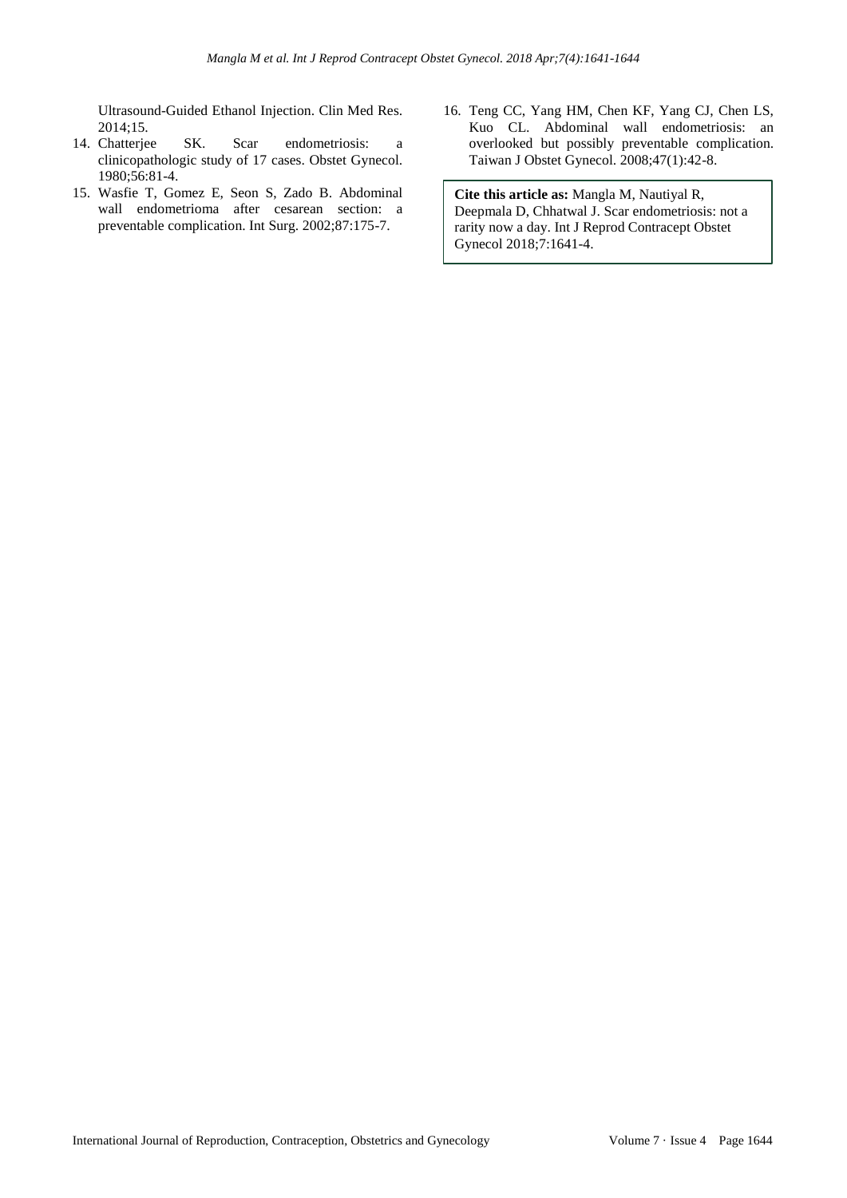Ultrasound-Guided Ethanol Injection. Clin Med Res. 2014;15.

14. Chatterjee SK. Scar endometriosis: a clinicopathologic study of 17 cases. Obstet Gynecol. 1980;56:81-4.
15. Wasfie T, Gomez E, Seon S, Zado B. Abdominal wall endometrioma after cesarean section: a preventable complication. Int Surg. 2002;87:175-7.
16. Teng CC, Yang HM, Chen KF, Yang CJ, Chen LS, Kuo CL. Abdominal wall endometriosis: an overlooked but possibly preventable complication. Taiwan J Obstet Gynecol. 2008;47(1):42-8.

**Cite this article as:** Mangla M, Nautiyal R, Deepmala D, Chhatwal J. Scar endometriosis: not a rarity now a day. Int J Reprod Contracept Obstet Gynecol 2018;7:1641-4.